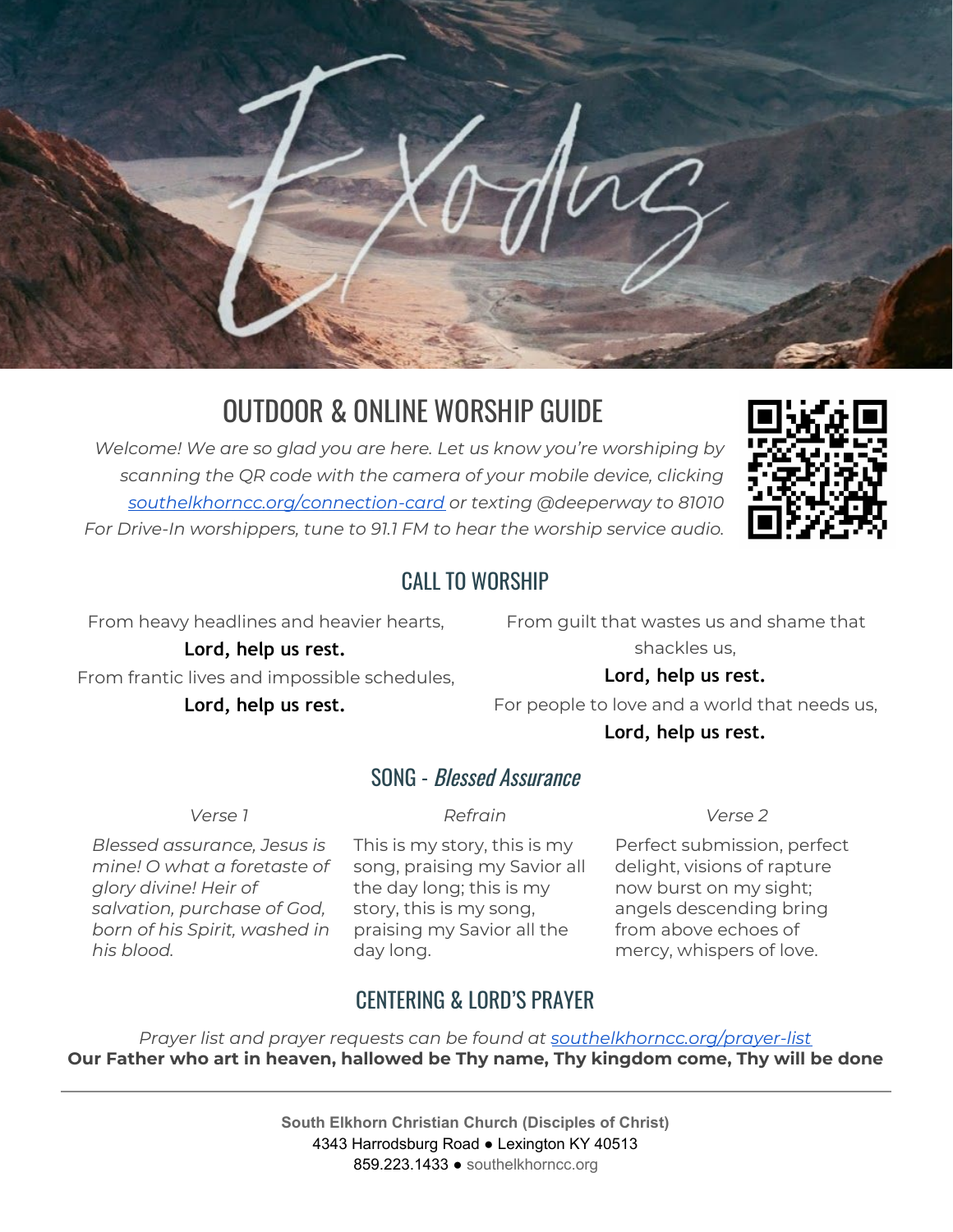# Exodus

## OUTDOOR & ONLINE WORSHIP GUIDE

*Welcome! We are so glad you are here. Let us know you're worshiping by scanning the QR code with the camera of your mobile device, clicking [southelkhorncc.org/connection-card](southelkhorncc.org/connection-card) or texting @deeperway to 81010*
*For Drive-In worshippers, tune to 91.1 FM to hear the worship service audio.*

## CALL TO WORSHIP

From heavy headlines and heavier hearts,
**Lord, help us rest.**
From frantic lives and impossible schedules,
**Lord, help us rest.**
From guilt that wastes us and shame that shackles us,
**Lord, help us rest.**
For people to love and a world that needs us,
**Lord, help us rest.**

## SONG - *Blessed Assurance*

*Verse 1*

*Blessed assurance, Jesus is mine! O what a foretaste of glory divine! Heir of salvation, purchase of God, born of his Spirit, washed in his blood.*

*Refrain*

This is my story, this is my song, praising my Savior all the day long; this is my story, this is my song, praising my Savior all the day long.

*Verse 2*

Perfect submission, perfect delight, visions of rapture now burst on my sight; angels descending bring from above echoes of mercy, whispers of love.

## CENTERING & LORD'S PRAYER

*Prayer list and prayer requests can be found at [southelkhorncc.org/prayer-list](southelkhorncc.org/prayer-list)*
**Our Father who art in heaven, hallowed be Thy name, Thy kingdom come, Thy will be done**

---

**South Elkhorn Christian Church (Disciples of Christ)**
4343 Harrodsburg Road ● Lexington KY 40513
859.223.1433 ● southelkhorncc.org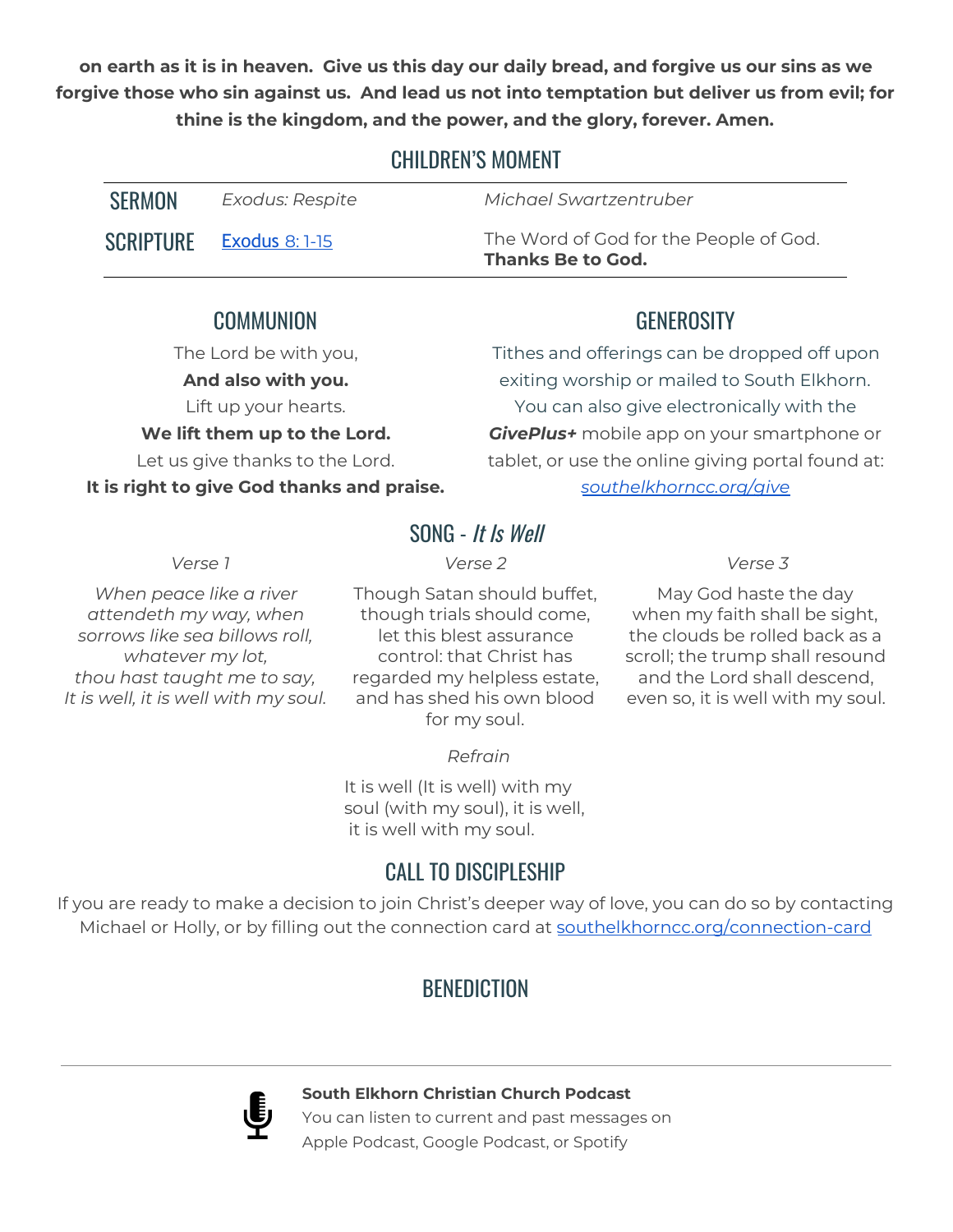**on earth as it is in heaven. Give us this day our daily bread, and forgive us our sins as we forgive those who sin against us. And lead us not into temptation but deliver us from evil; for thine is the kingdom, and the power, and the glory, forever. Amen.**

## CHILDREN'S MOMENT

| | | |
|---|---|---|
| SERMON | *Exodus: Respite* | *Michael Swartzentruber* |
| SCRIPTURE | Exodus 8: 1-15 | The Word of God for the People of God. **Thanks Be to God.** |

## COMMUNION

The Lord be with you,

**And also with you.**

Lift up your hearts.

**We lift them up to the Lord.**

Let us give thanks to the Lord.

**It is right to give God thanks and praise.**

## GENEROSITY

Tithes and offerings can be dropped off upon exiting worship or mailed to South Elkhorn. You can also give electronically with the ***GivePlus+*** mobile app on your smartphone or tablet, or use the online giving portal found at: *southelkhorncc.org/give*

## SONG - *It Is Well*

*Verse 1*

*When peace like a river attendeth my way, when sorrows like sea billows roll, whatever my lot, thou hast taught me to say, It is well, it is well with my soul.*

*Verse 2*

Though Satan should buffet, though trials should come, let this blest assurance control: that Christ has regarded my helpless estate, and has shed his own blood for my soul.

*Verse 3*

May God haste the day when my faith shall be sight, the clouds be rolled back as a scroll; the trump shall resound and the Lord shall descend, even so, it is well with my soul.

*Refrain*

It is well (It is well) with my soul (with my soul), it is well, it is well with my soul.

## CALL TO DISCIPLESHIP

If you are ready to make a decision to join Christ's deeper way of love, you can do so by contacting Michael or Holly, or by filling out the connection card at southelkhorncc.org/connection-card

## BENEDICTION

---

**South Elkhorn Christian Church Podcast**

You can listen to current and past messages on Apple Podcast, Google Podcast, or Spotify